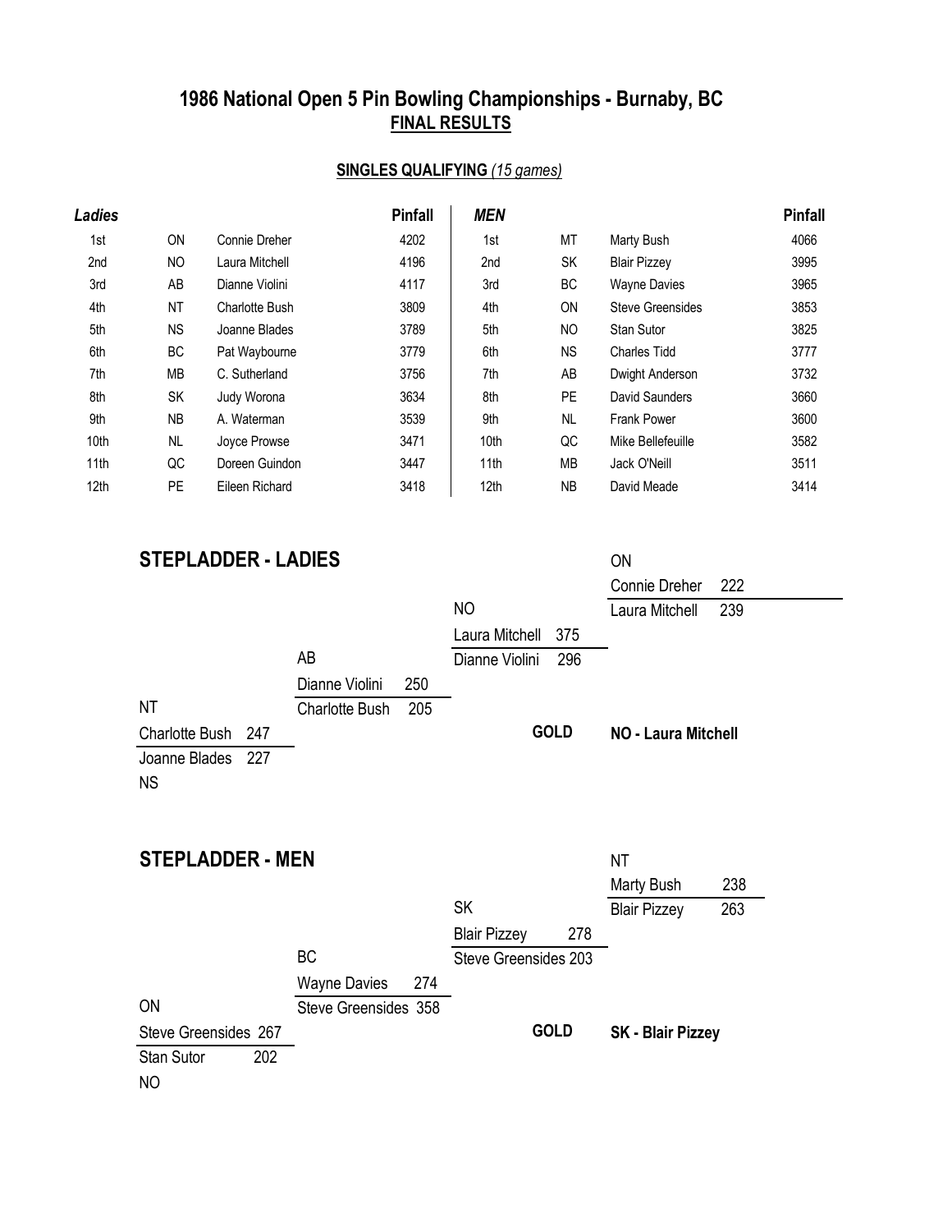# 1986 National Open 5 Pin Bowling Championships - Burnaby, BC

## FINAL RESULTS

### SINGLES QUALIFYING *(15 games)*

| *Ladies* | | | Pinfall | *MEN* | | | Pinfall |
|---|---|---|---|---|---|---|---|
| 1st | ON | Connie Dreher | 4202 | 1st | MT | Marty Bush | 4066 |
| 2nd | NO | Laura Mitchell | 4196 | 2nd | SK | Blair Pizzey | 3995 |
| 3rd | AB | Dianne Violini | 4117 | 3rd | BC | Wayne Davies | 3965 |
| 4th | NT | Charlotte Bush | 3809 | 4th | ON | Steve Greensides | 3853 |
| 5th | NS | Joanne Blades | 3789 | 5th | NO | Stan Sutor | 3825 |
| 6th | BC | Pat Waybourne | 3779 | 6th | NS | Charles Tidd | 3777 |
| 7th | MB | C. Sutherland | 3756 | 7th | AB | Dwight Anderson | 3732 |
| 8th | SK | Judy Worona | 3634 | 8th | PE | David Saunders | 3660 |
| 9th | NB | A. Waterman | 3539 | 9th | NL | Frank Power | 3600 |
| 10th | NL | Joyce Prowse | 3471 | 10th | QC | Mike Bellefeuille | 3582 |
| 11th | QC | Doreen Guindon | 3447 | 11th | MB | Jack O'Neill | 3511 |
| 12th | PE | Eileen Richard | 3418 | 12th | NB | David Meade | 3414 |

## STEPLADDER - LADIES

| Match | Bowler | Score | Bowler | Score |
|---|---|---|---|---|
| 1 | NT Charlotte Bush | 247 | NS Joanne Blades | 227 |
| 2 | AB Dianne Violini | 250 | Charlotte Bush | 205 |
| 3 | NO Laura Mitchell | 375 | Dianne Violini | 296 |
| 4 | ON Connie Dreher | 222 | Laura Mitchell | 239 |

**GOLD** **NO - Laura Mitchell**

## STEPLADDER - MEN

| Match | Bowler | Score | Bowler | Score |
|---|---|---|---|---|
| 1 | ON Steve Greensides | 267 | NO Stan Sutor | 202 |
| 2 | BC Wayne Davies | 274 | Steve Greensides | 358 |
| 3 | SK Blair Pizzey | 278 | Steve Greensides | 203 |
| 4 | NT Marty Bush | 238 | Blair Pizzey | 263 |

**GOLD** **SK - Blair Pizzey**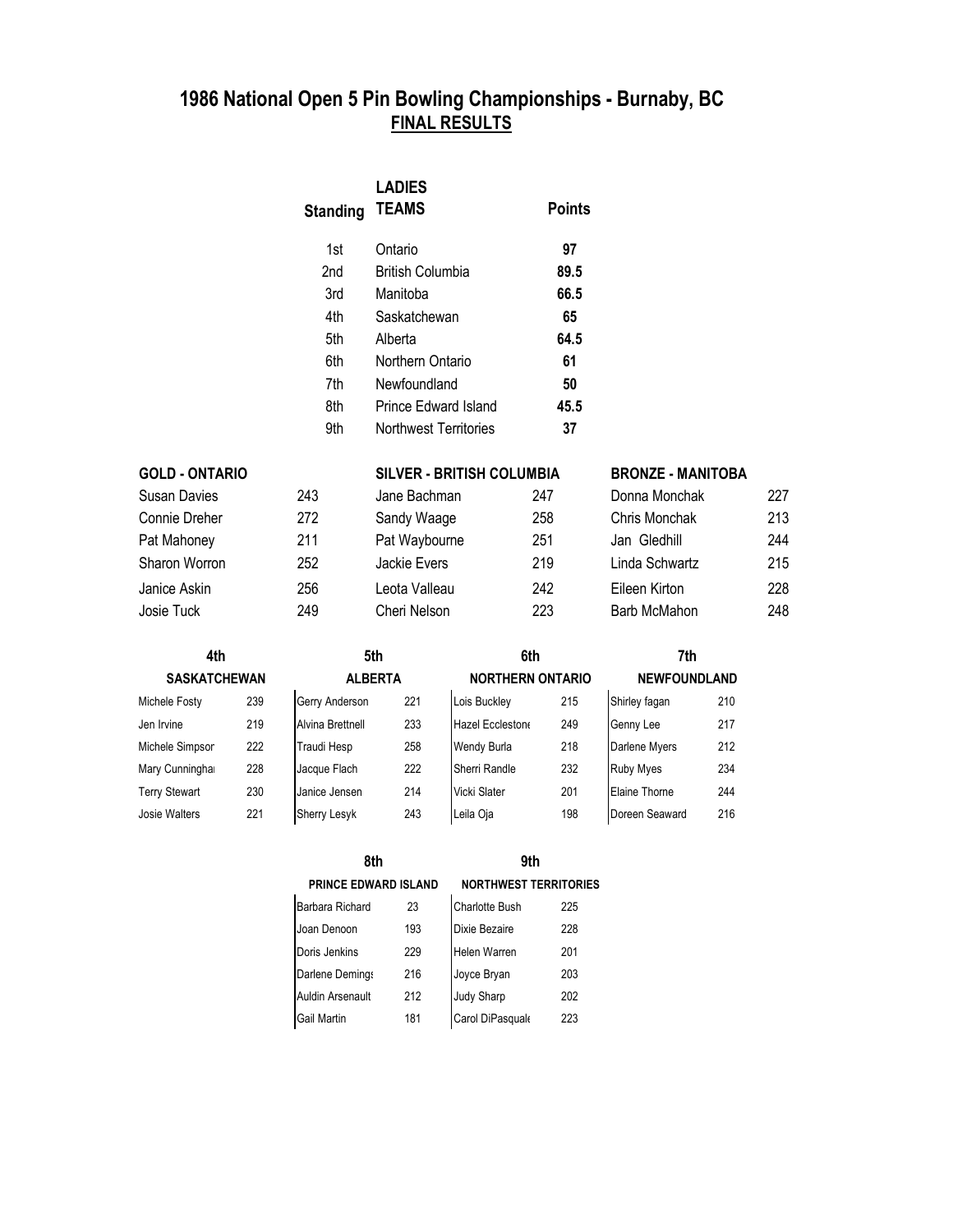# 1986 National Open 5 Pin Bowling Championships - Burnaby, BC

## FINAL RESULTS

| Standing | LADIES TEAMS | Points |
|---|---|---|
| 1st | Ontario | **97** |
| 2nd | British Columbia | **89.5** |
| 3rd | Manitoba | **66.5** |
| 4th | Saskatchewan | **65** |
| 5th | Alberta | **64.5** |
| 6th | Northern Ontario | **61** |
| 7th | Newfoundland | **50** |
| 8th | Prince Edward Island | **45.5** |
| 9th | Northwest Territories | **37** |

| GOLD - ONTARIO | | SILVER - BRITISH COLUMBIA | | BRONZE - MANITOBA | |
|---|---|---|---|---|---|
| Susan Davies | 243 | Jane Bachman | 247 | Donna Monchak | 227 |
| Connie Dreher | 272 | Sandy Waage | 258 | Chris Monchak | 213 |
| Pat Mahoney | 211 | Pat Waybourne | 251 | Jan Gledhill | 244 |
| Sharon Worron | 252 | Jackie Evers | 219 | Linda Schwartz | 215 |
| Janice Askin | 256 | Leota Valleau | 242 | Eileen Kirton | 228 |
| Josie Tuck | 249 | Cheri Nelson | 223 | Barb McMahon | 248 |

| 4th | | 5th | | 6th | | 7th | |
|---|---|---|---|---|---|---|---|
| SASKATCHEWAN | | ALBERTA | | NORTHERN ONTARIO | | NEWFOUNDLAND | |
| Michele Fosty | 239 | Gerry Anderson | 221 | Lois Buckley | 215 | Shirley fagan | 210 |
| Jen Irvine | 219 | Alvina Brettnell | 233 | Hazel Ecclestone | 249 | Genny Lee | 217 |
| Michele Simpson | 222 | Traudi Hesp | 258 | Wendy Burla | 218 | Darlene Myers | 212 |
| Mary Cunningham | 228 | Jacque Flach | 222 | Sherri Randle | 232 | Ruby Myes | 234 |
| Terry Stewart | 230 | Janice Jensen | 214 | Vicki Slater | 201 | Elaine Thorne | 244 |
| Josie Walters | 221 | Sherry Lesyk | 243 | Leila Oja | 198 | Doreen Seaward | 216 |

| 8th | | 9th | |
|---|---|---|---|
| PRINCE EDWARD ISLAND | | NORTHWEST TERRITORIES | |
| Barbara Richard | 23 | Charlotte Bush | 225 |
| Joan Denoon | 193 | Dixie Bezaire | 228 |
| Doris Jenkins | 229 | Helen Warren | 201 |
| Darlene Demings | 216 | Joyce Bryan | 203 |
| Auldin Arsenault | 212 | Judy Sharp | 202 |
| Gail Martin | 181 | Carol DiPasquale | 223 |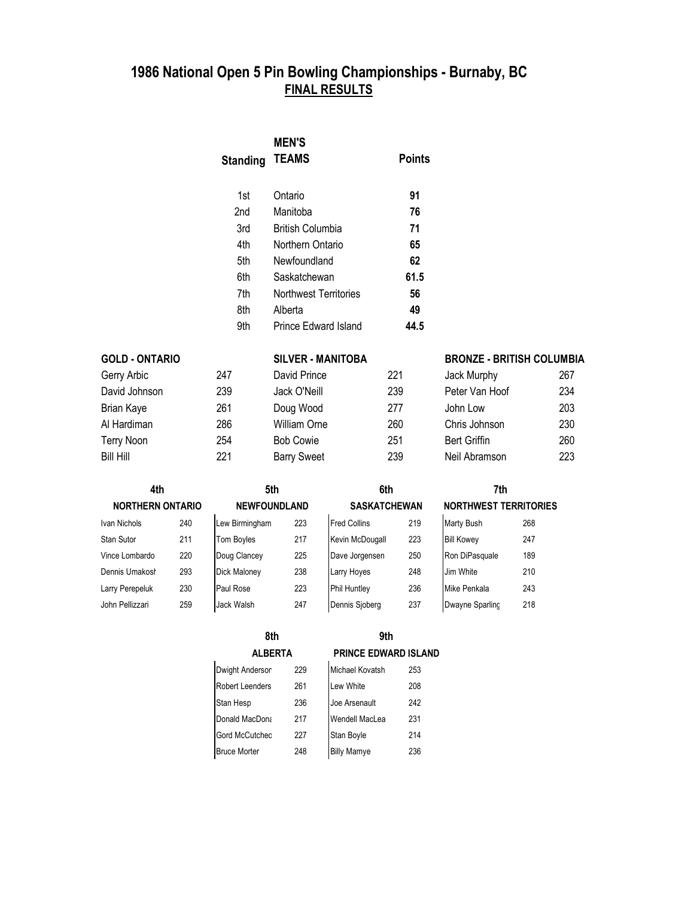# 1986 National Open 5 Pin Bowling Championships - Burnaby, BC

## FINAL RESULTS

### MEN'S

| Standing | TEAMS | Points |
|---|---|---|
| 1st | Ontario | **91** |
| 2nd | Manitoba | **76** |
| 3rd | British Columbia | **71** |
| 4th | Northern Ontario | **65** |
| 5th | Newfoundland | **62** |
| 6th | Saskatchewan | **61.5** |
| 7th | Northwest Territories | **56** |
| 8th | Alberta | **49** |
| 9th | Prince Edward Island | **44.5** |

| GOLD - ONTARIO | | SILVER - MANITOBA | | BRONZE - BRITISH COLUMBIA | |
|---|---|---|---|---|---|
| Gerry Arbic | 247 | David Prince | 221 | Jack Murphy | 267 |
| David Johnson | 239 | Jack O'Neill | 239 | Peter Van Hoof | 234 |
| Brian Kaye | 261 | Doug Wood | 277 | John Low | 203 |
| Al Hardiman | 286 | William Orne | 260 | Chris Johnson | 230 |
| Terry Noon | 254 | Bob Cowie | 251 | Bert Griffin | 260 |
| Bill Hill | 221 | Barry Sweet | 239 | Neil Abramson | 223 |

| 4th | | 5th | | 6th | | 7th | |
|---|---|---|---|---|---|---|---|
| NORTHERN ONTARIO | | NEWFOUNDLAND | | SASKATCHEWAN | | NORTHWEST TERRITORIES | |
| Ivan Nichols | 240 | Lew Birmingham | 223 | Fred Collins | 219 | Marty Bush | 268 |
| Stan Sutor | 211 | Tom Boyles | 217 | Kevin McDougall | 223 | Bill Kowey | 247 |
| Vince Lombardo | 220 | Doug Clancey | 225 | Dave Jorgensen | 250 | Ron DiPasquale | 189 |
| Dennis Umakosh | 293 | Dick Maloney | 238 | Larry Hoyes | 248 | Jim White | 210 |
| Larry Perepeluk | 230 | Paul Rose | 223 | Phil Huntley | 236 | Mike Penkala | 243 |
| John Pellizzari | 259 | Jack Walsh | 247 | Dennis Sjoberg | 237 | Dwayne Sparling | 218 |

| 8th | | 9th | |
|---|---|---|---|
| ALBERTA | | PRINCE EDWARD ISLAND | |
| Dwight Anderson | 229 | Michael Kovatsh | 253 |
| Robert Leenders | 261 | Lew White | 208 |
| Stan Hesp | 236 | Joe Arsenault | 242 |
| Donald MacDona | 217 | Wendell MacLea | 231 |
| Gord McCutcheo | 227 | Stan Boyle | 214 |
| Bruce Morter | 248 | Billy Mamye | 236 |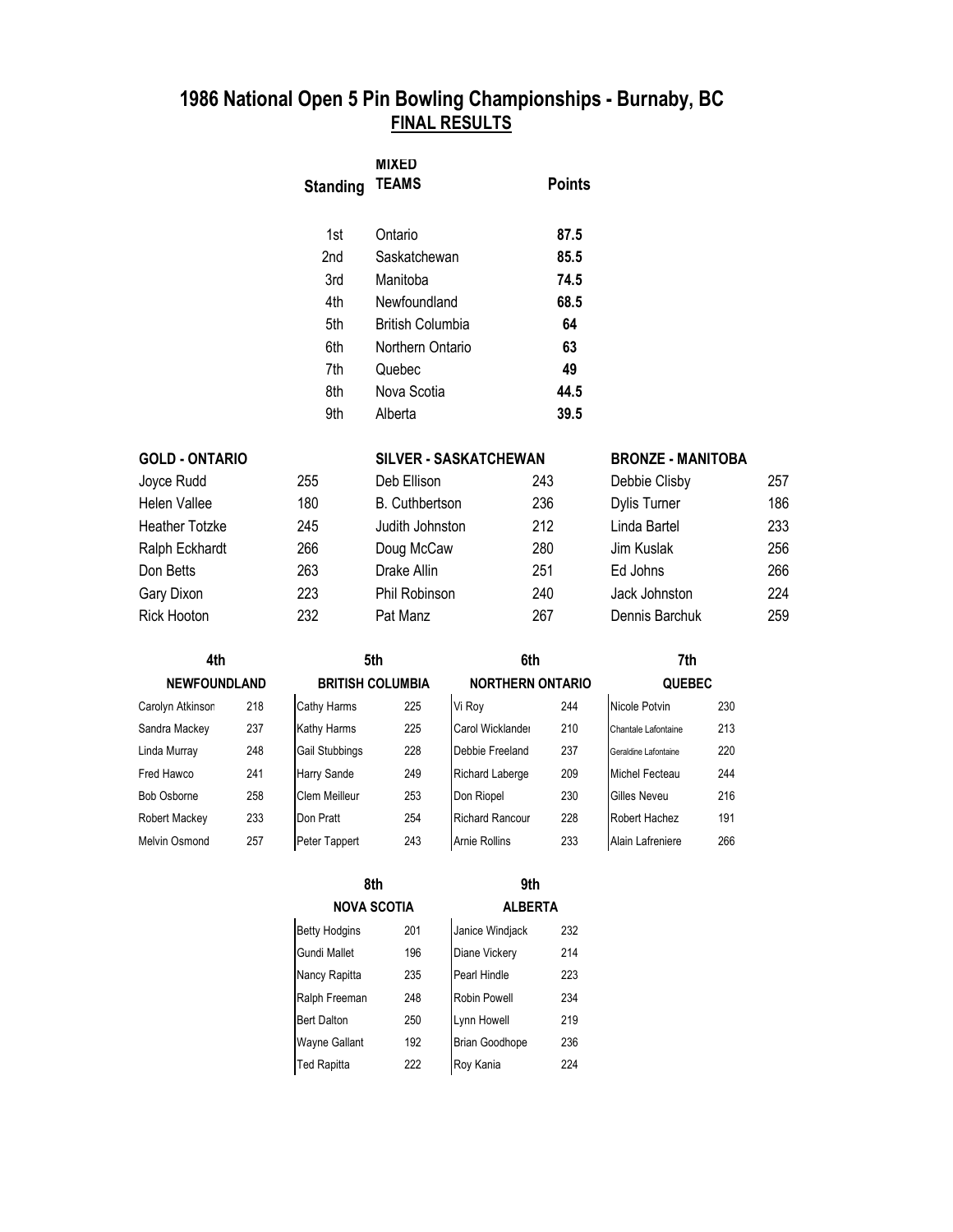# 1986 National Open 5 Pin Bowling Championships - Burnaby, BC

## FINAL RESULTS

| Standing | MIXED TEAMS | Points |
|---|---|---|
| 1st | Ontario | **87.5** |
| 2nd | Saskatchewan | **85.5** |
| 3rd | Manitoba | **74.5** |
| 4th | Newfoundland | **68.5** |
| 5th | British Columbia | **64** |
| 6th | Northern Ontario | **63** |
| 7th | Quebec | **49** |
| 8th | Nova Scotia | **44.5** |
| 9th | Alberta | **39.5** |

| GOLD - ONTARIO | | SILVER - SASKATCHEWAN | | BRONZE - MANITOBA | |
|---|---|---|---|---|---|
| Joyce Rudd | 255 | Deb Ellison | 243 | Debbie Clisby | 257 |
| Helen Vallee | 180 | B. Cuthbertson | 236 | Dylis Turner | 186 |
| Heather Totzke | 245 | Judith Johnston | 212 | Linda Bartel | 233 |
| Ralph Eckhardt | 266 | Doug McCaw | 280 | Jim Kuslak | 256 |
| Don Betts | 263 | Drake Allin | 251 | Ed Johns | 266 |
| Gary Dixon | 223 | Phil Robinson | 240 | Jack Johnston | 224 |
| Rick Hooton | 232 | Pat Manz | 267 | Dennis Barchuk | 259 |

| 4th | | 5th | | 6th | | 7th | |
|---|---|---|---|---|---|---|---|
| NEWFOUNDLAND | | BRITISH COLUMBIA | | NORTHERN ONTARIO | | QUEBEC | |
| Carolyn Atkinson | 218 | Cathy Harms | 225 | Vi Roy | 244 | Nicole Potvin | 230 |
| Sandra Mackey | 237 | Kathy Harms | 225 | Carol Wicklander | 210 | Chantale Lafontaine | 213 |
| Linda Murray | 248 | Gail Stubbings | 228 | Debbie Freeland | 237 | Geraldine Lafontaine | 220 |
| Fred Hawco | 241 | Harry Sande | 249 | Richard Laberge | 209 | Michel Fecteau | 244 |
| Bob Osborne | 258 | Clem Meilleur | 253 | Don Riopel | 230 | Gilles Neveu | 216 |
| Robert Mackey | 233 | Don Pratt | 254 | Richard Rancour | 228 | Robert Hachez | 191 |
| Melvin Osmond | 257 | Peter Tappert | 243 | Arnie Rollins | 233 | Alain Lafreniere | 266 |

| 8th | | 9th | |
|---|---|---|---|
| NOVA SCOTIA | | ALBERTA | |
| Betty Hodgins | 201 | Janice Windjack | 232 |
| Gundi Mallet | 196 | Diane Vickery | 214 |
| Nancy Rapitta | 235 | Pearl Hindle | 223 |
| Ralph Freeman | 248 | Robin Powell | 234 |
| Bert Dalton | 250 | Lynn Howell | 219 |
| Wayne Gallant | 192 | Brian Goodhope | 236 |
| Ted Rapitta | 222 | Roy Kania | 224 |